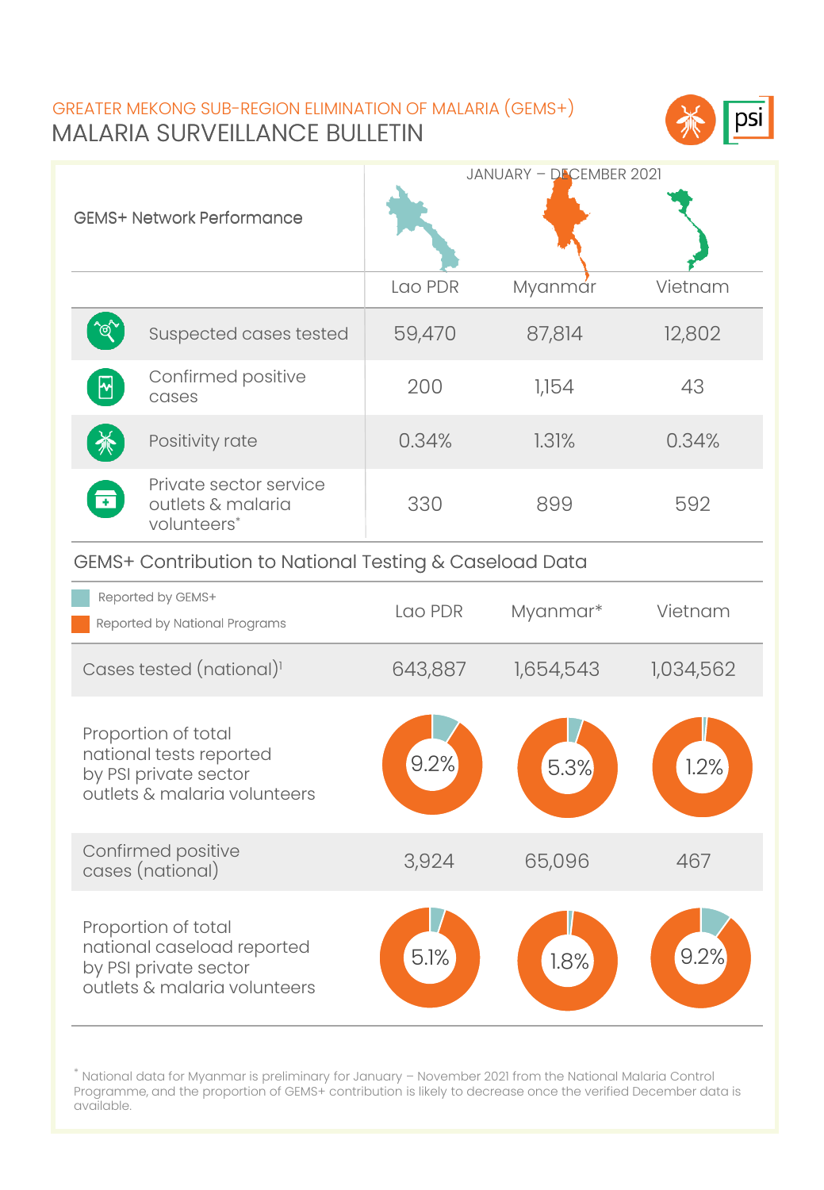GREATER MEKONG SUB-REGION ELIMINATION OF MALARIA (GEMS+)

# MALARIA SURVEILLANCE BULLETIN

| GEMS+ Network Performance | Lao PDR | Myanmar | Vietnam |
|---|---|---|---|
| | JANUARY – DECEMBER 2021 | | |
| Suspected cases tested | 59,470 | 87,814 | 12,802 |
| Confirmed positive cases | 200 | 1,154 | 43 |
| Positivity rate | 0.34% | 1.31% | 0.34% |
| Private sector service outlets & malaria volunteers* | 330 | 899 | 592 |

## GEMS+ Contribution to National Testing & Caseload Data

Reported by GEMS+
Reported by National Programs

| | Lao PDR | Myanmar* | Vietnam |
|---|---|---|---|
| Cases tested (national)[1] | 643,887 | 1,654,543 | 1,034,562 |
| Proportion of total national tests reported by PSI private sector outlets & malaria volunteers | 9.2% | 5.3% | 1.2% |
| Confirmed positive cases (national) | 3,924 | 65,096 | 467 |
| Proportion of total national caseload reported by PSI private sector outlets & malaria volunteers | 5.1% | 1.8% | 9.2% |

* National data for Myanmar is preliminary for January – November 2021 from the National Malaria Control Programme, and the proportion of GEMS+ contribution is likely to decrease once the verified December data is available.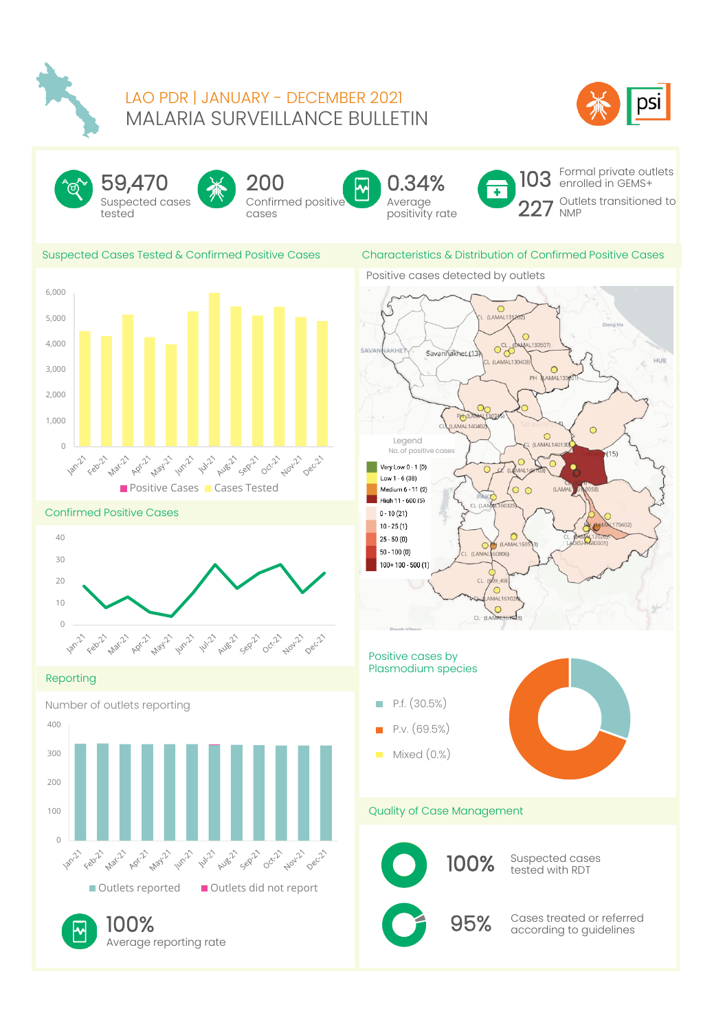# LAO PDR | JANUARY - DECEMBER 2021

# MALARIA SURVEILLANCE BULLETIN

**59,470** Suspected cases tested

**200** Confirmed positive cases

**0.34%** Average positivity rate

**103** Formal private outlets enrolled in GEMS+

**227** Outlets transitioned to NMP

## Suspected Cases Tested & Confirmed Positive Cases

Positive Cases | Cases Tested

## Confirmed Positive Cases

## Reporting

Number of outlets reporting

Outlets reported | Outlets did not report

**100%** Average reporting rate

## Characteristics & Distribution of Confirmed Positive Cases

Positive cases detected by outlets

Legend
No. of positive cases

- Very Low 0 - 1 (0)
- Low 1 - 6 (38)
- Medium 6 - 11 (2)
- High 11 - 600 (5)
- 0 - 10 (21)
- 10 - 25 (1)
- 25 - 50 (0)
- 50 - 100 (0)
- 100+ 100 - 500 (1)

### Positive cases by Plasmodium species

- P.f. (30.5%)
- P.v. (69.5%)
- Mixed (0.%)

## Quality of Case Management

**100%** Suspected cases tested with RDT

**95%** Cases treated or referred according to guidelines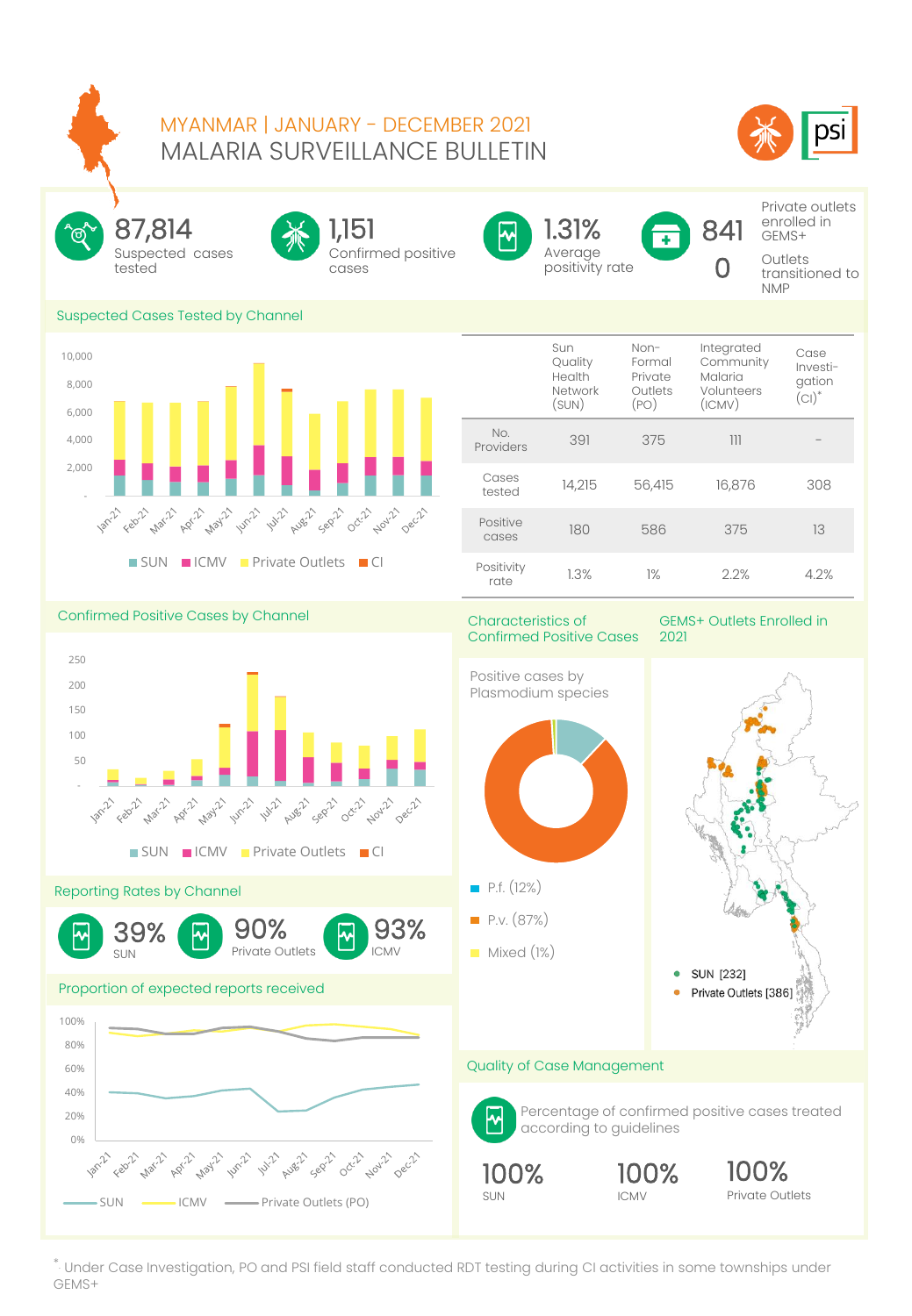# MYANMAR | JANUARY - DECEMBER 2021
# MALARIA SURVEILLANCE BULLETIN

**87,814** Suspected cases tested

**1,151** Confirmed positive cases

**1.31%** Average positivity rate

**841** Private outlets enrolled in GEMS+

**0** Outlets transitioned to NMP

## Suspected Cases Tested by Channel

SUN ICMV Private Outlets CI

| | Sun Quality Health Network (SUN) | Non-Formal Private Outlets (PO) | Integrated Community Malaria Volunteers (ICMV) | Case Investigation (CI)* |
|---|---|---|---|---|
| No. Providers | 391 | 375 | 111 | - |
| Cases tested | 14,215 | 56,415 | 16,876 | 308 |
| Positive cases | 180 | 586 | 375 | 13 |
| Positivity rate | 1.3% | 1% | 2.2% | 4.2% |

## Confirmed Positive Cases by Channel

SUN ICMV Private Outlets CI

## Characteristics of Confirmed Positive Cases

Positive cases by Plasmodium species

- P.f. (12%)
- P.v. (87%)
- Mixed (1%)

## GEMS+ Outlets Enrolled in 2021

- SUN [232]
- Private Outlets [386]

## Reporting Rates by Channel

**39%** SUN

**90%** Private Outlets

**93%** ICMV

## Proportion of expected reports received

SUN ICMV Private Outlets (PO)

## Quality of Case Management

Percentage of confirmed positive cases treated according to guidelines

**100%** SUN

**100%** ICMV

**100%** Private Outlets

*: Under Case Investigation, PO and PSI field staff conducted RDT testing during CI activities in some townships under GEMS+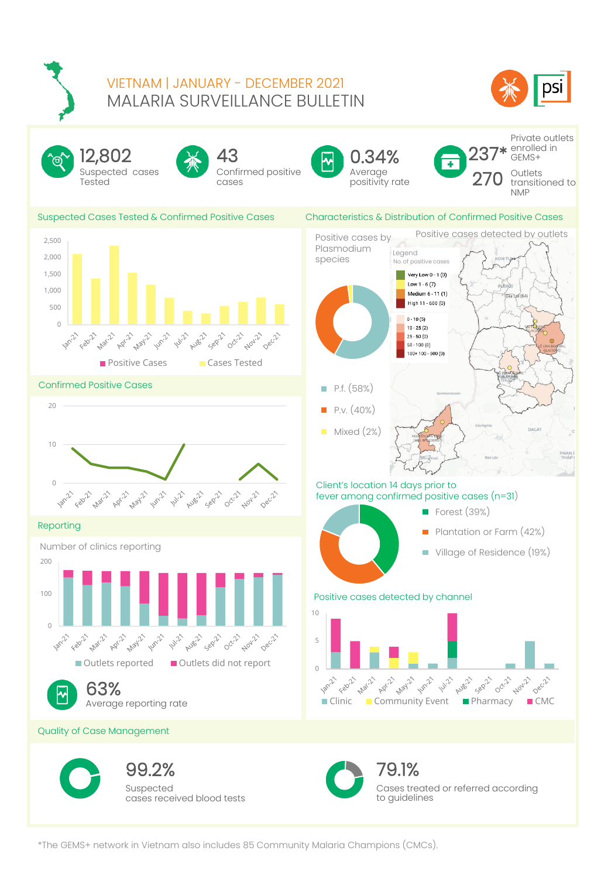# VIETNAM | JANUARY - DECEMBER 2021
## MALARIA SURVEILLANCE BULLETIN

**12,802** Suspected cases Tested

**43** Confirmed positive cases

**0.34%** Average positivity rate

**237*** Private outlets enrolled in GEMS+

**270** Outlets transitioned to NMP

### Suspected Cases Tested & Confirmed Positive Cases

Positive Cases | Cases Tested

### Confirmed Positive Cases

### Characteristics & Distribution of Confirmed Positive Cases

Positive cases by Plasmodium species

- P.f. (58%)
- P.v. (40%)
- Mixed (2%)

Positive cases detected by outlets

Legend
No. of positive cases

- Very Low 0 - 1 (0)
- Low 1 - 6 (7)
- Medium 6 - 11 (1)
- High 11 - 600 (0)
- 0 - 10 (5)
- 10 - 25 (2)
- 25 - 50 (0)
- 50 - 100 (0)
- 100+ 100 - 500 (0)

Client's location 14 days prior to fever among confirmed positive cases (n=31)

- Forest (39%)
- Plantation or Farm (42%)
- Village of Residence (19%)

### Reporting

Number of clinics reporting

Outlets reported | Outlets did not report

**63%** Average reporting rate

Positive cases detected by channel

Clinic | Community Event | Pharmacy | CMC

### Quality of Case Management

**99.2%** Suspected cases received blood tests

**79.1%** Cases treated or referred according to guidelines

*The GEMS+ network in Vietnam also includes 85 Community Malaria Champions (CMCs).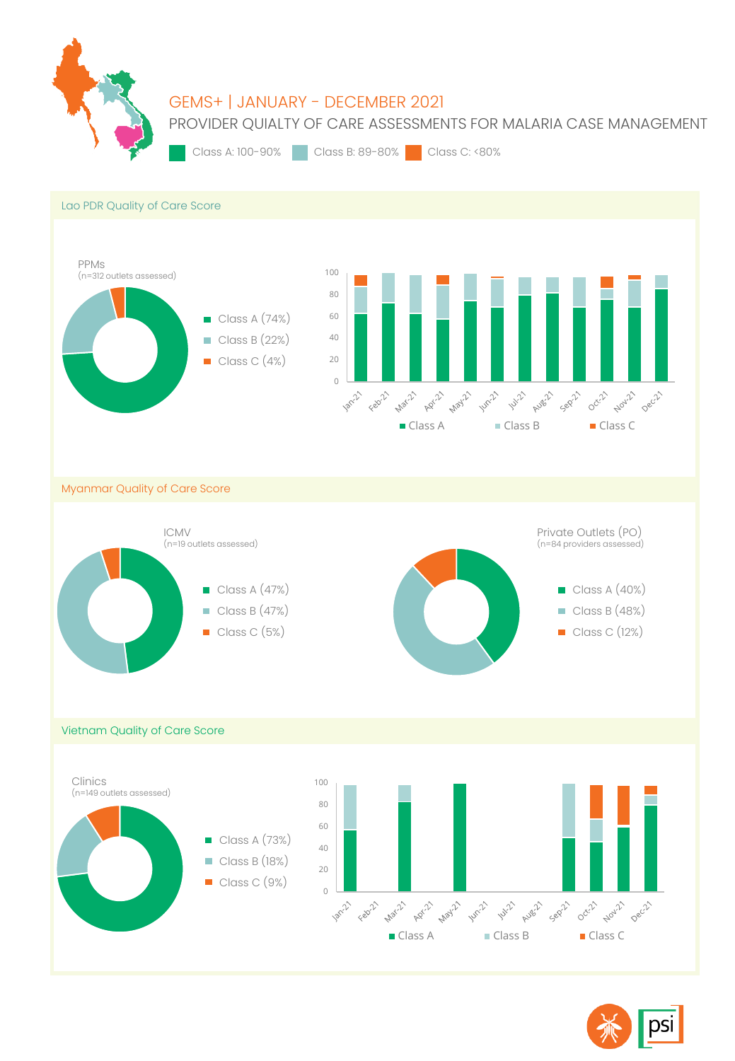# GEMS+ | JANUARY - DECEMBER 2021

## PROVIDER QUIALTY OF CARE ASSESSMENTS FOR MALARIA CASE MANAGEMENT

Class A: 100-90% Class B: 89-80% Class C: <80%

### Lao PDR Quality of Care Score

PPMs
(n=312 outlets assessed)

- Class A (74%)
- Class B (22%)
- Class C (4%)

Class A, Class B, Class C — Jan-21, Feb-21, Mar-21, Apr-21, May-21, Jun-21, Jul-21, Aug-21, Sep-21, Oct-21, Nov-21, Dec-21

### Myanmar Quality of Care Score

ICMV
(n=19 outlets assessed)

- Class A (47%)
- Class B (47%)
- Class C (5%)

Private Outlets (PO)
(n=84 providers assessed)

- Class A (40%)
- Class B (48%)
- Class C (12%)

### Vietnam Quality of Care Score

Clinics
(n=149 outlets assessed)

- Class A (73%)
- Class B (18%)
- Class C (9%)

Class A, Class B, Class C — Jan-21, Feb-21, Mar-21, Apr-21, May-21, Jun-21, Jul-21, Aug-21, Sep-21, Oct-21, Nov-21, Dec-21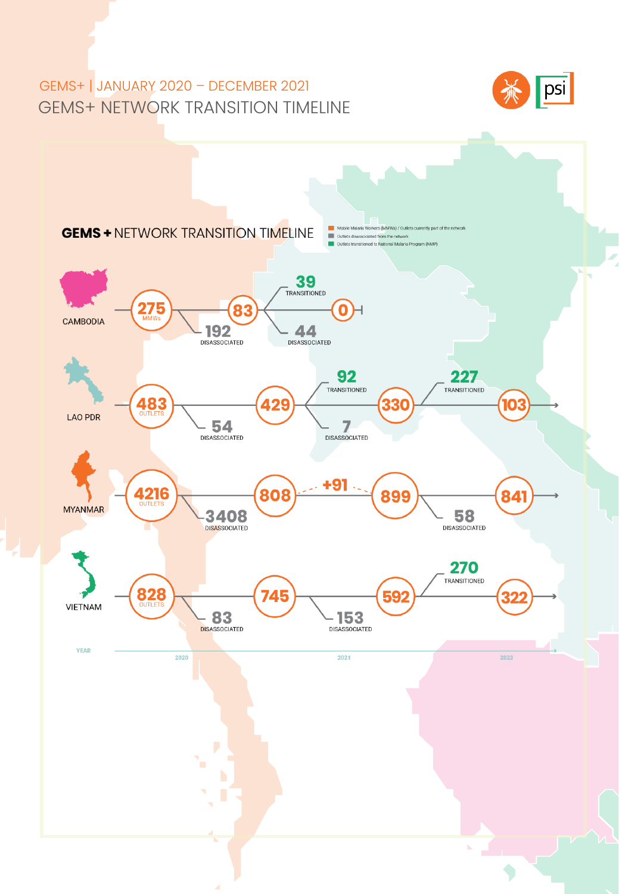GEMS+ | JANUARY 2020 – DECEMBER 2021

# GEMS+ NETWORK TRANSITION TIMELINE

**GEMS +** NETWORK TRANSITION TIMELINE

- Mobile Malaria Workers (MMWs) / Outlets currently part of the network
- Outlets disassociated from the network
- Outlets transitioned to National Malaria Program (NMP)

CAMBODIA

275 MMWs

192 DISASSOCIATED

83

39 TRANSITIONED

44 DISASSOCIATED

0

LAO PDR

483 OUTLETS

54 DISASSOCIATED

429

92 TRANSITIONED

7 DISASSOCIATED

330

227 TRANSITIONED

103

MYANMAR

4216 OUTLETS

3408 DISASSOCIATED

808

+91

899

58 DISASSOCIATED

841

VIETNAM

828 OUTLETS

83 DISASSOCIATED

745

153 DISASSOCIATED

592

270 TRANSITIONED

322

YEAR

2020

2021

2022